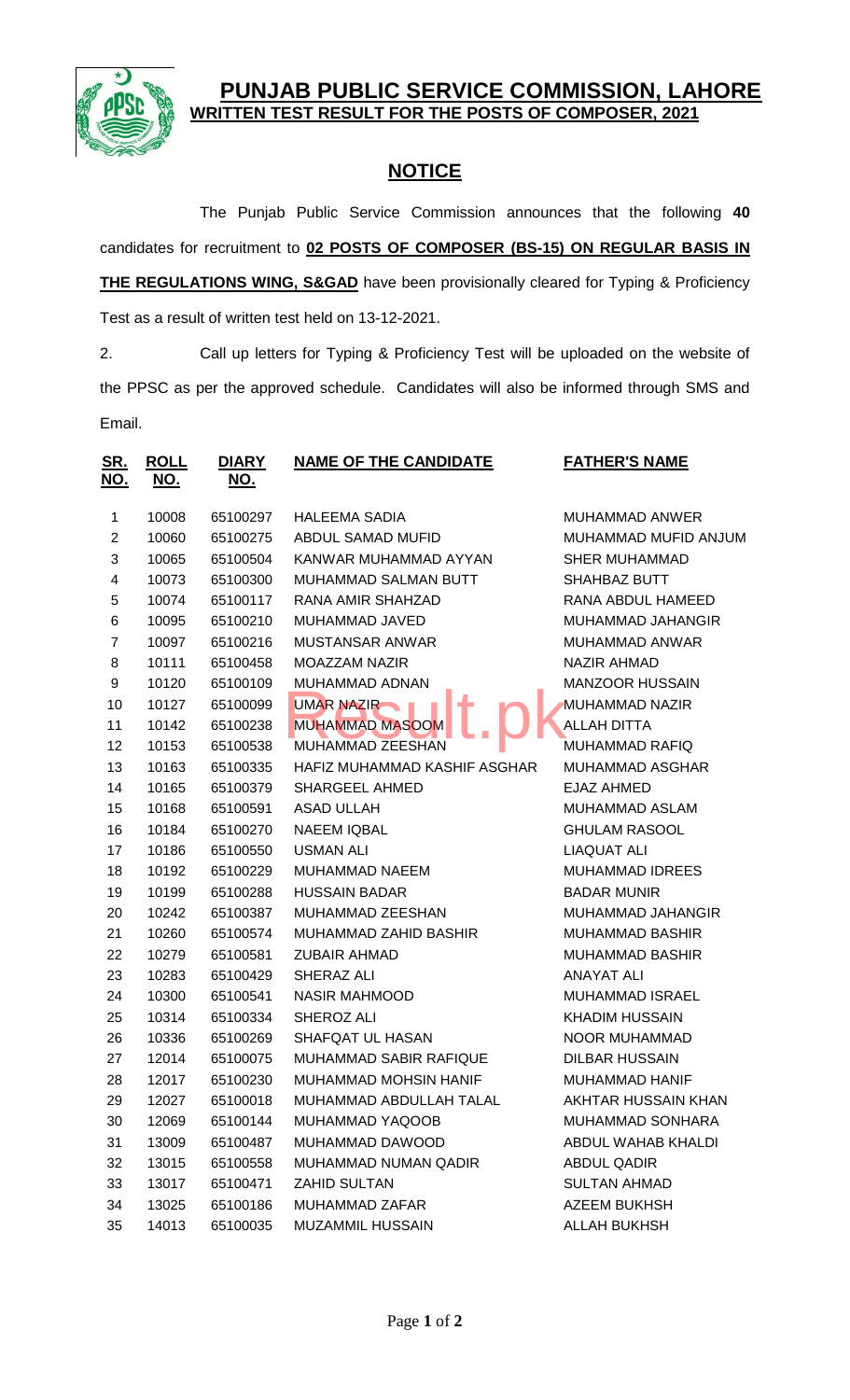# PUNJAB PUBLIC SERVICE COMMISSION, LAHORE

## WRITTEN TEST RESULT FOR THE POSTS OF COMPOSER, 2021

## NOTICE

The Punjab Public Service Commission announces that the following **40** candidates for recruitment to **02 POSTS OF COMPOSER (BS-15) ON REGULAR BASIS IN THE REGULATIONS WING, S&GAD** have been provisionally cleared for Typing & Proficiency Test as a result of written test held on 13-12-2021.

2. Call up letters for Typing & Proficiency Test will be uploaded on the website of the PPSC as per the approved schedule. Candidates will also be informed through SMS and Email.

| SR. NO. | ROLL NO. | DIARY NO. | NAME OF THE CANDIDATE | FATHER'S NAME |
|---|---|---|---|---|
| 1 | 10008 | 65100297 | HALEEMA SADIA | MUHAMMAD ANWER |
| 2 | 10060 | 65100275 | ABDUL SAMAD MUFID | MUHAMMAD MUFID ANJUM |
| 3 | 10065 | 65100504 | KANWAR MUHAMMAD AYYAN | SHER MUHAMMAD |
| 4 | 10073 | 65100300 | MUHAMMAD SALMAN BUTT | SHAHBAZ BUTT |
| 5 | 10074 | 65100117 | RANA AMIR SHAHZAD | RANA ABDUL HAMEED |
| 6 | 10095 | 65100210 | MUHAMMAD JAVED | MUHAMMAD JAHANGIR |
| 7 | 10097 | 65100216 | MUSTANSAR ANWAR | MUHAMMAD ANWAR |
| 8 | 10111 | 65100458 | MOAZZAM NAZIR | NAZIR AHMAD |
| 9 | 10120 | 65100109 | MUHAMMAD ADNAN | MANZOOR HUSSAIN |
| 10 | 10127 | 65100099 | UMAR NAZIR | MUHAMMAD NAZIR |
| 11 | 10142 | 65100238 | MUHAMMAD MASOOM | ALLAH DITTA |
| 12 | 10153 | 65100538 | MUHAMMAD ZEESHAN | MUHAMMAD RAFIQ |
| 13 | 10163 | 65100335 | HAFIZ MUHAMMAD KASHIF ASGHAR | MUHAMMAD ASGHAR |
| 14 | 10165 | 65100379 | SHARGEEL AHMED | EJAZ AHMED |
| 15 | 10168 | 65100591 | ASAD ULLAH | MUHAMMAD ASLAM |
| 16 | 10184 | 65100270 | NAEEM IQBAL | GHULAM RASOOL |
| 17 | 10186 | 65100550 | USMAN ALI | LIAQUAT ALI |
| 18 | 10192 | 65100229 | MUHAMMAD NAEEM | MUHAMMAD IDREES |
| 19 | 10199 | 65100288 | HUSSAIN BADAR | BADAR MUNIR |
| 20 | 10242 | 65100387 | MUHAMMAD ZEESHAN | MUHAMMAD JAHANGIR |
| 21 | 10260 | 65100574 | MUHAMMAD ZAHID BASHIR | MUHAMMAD BASHIR |
| 22 | 10279 | 65100581 | ZUBAIR AHMAD | MUHAMMAD BASHIR |
| 23 | 10283 | 65100429 | SHERAZ ALI | ANAYAT ALI |
| 24 | 10300 | 65100541 | NASIR MAHMOOD | MUHAMMAD ISRAEL |
| 25 | 10314 | 65100334 | SHEROZ ALI | KHADIM HUSSAIN |
| 26 | 10336 | 65100269 | SHAFQAT UL HASAN | NOOR MUHAMMAD |
| 27 | 12014 | 65100075 | MUHAMMAD SABIR RAFIQUE | DILBAR HUSSAIN |
| 28 | 12017 | 65100230 | MUHAMMAD MOHSIN HANIF | MUHAMMAD HANIF |
| 29 | 12027 | 65100018 | MUHAMMAD ABDULLAH TALAL | AKHTAR HUSSAIN KHAN |
| 30 | 12069 | 65100144 | MUHAMMAD YAQOOB | MUHAMMAD SONHARA |
| 31 | 13009 | 65100487 | MUHAMMAD DAWOOD | ABDUL WAHAB KHALDI |
| 32 | 13015 | 65100558 | MUHAMMAD NUMAN QADIR | ABDUL QADIR |
| 33 | 13017 | 65100471 | ZAHID SULTAN | SULTAN AHMAD |
| 34 | 13025 | 65100186 | MUHAMMAD ZAFAR | AZEEM BUKHSH |
| 35 | 14013 | 65100035 | MUZAMMIL HUSSAIN | ALLAH BUKHSH |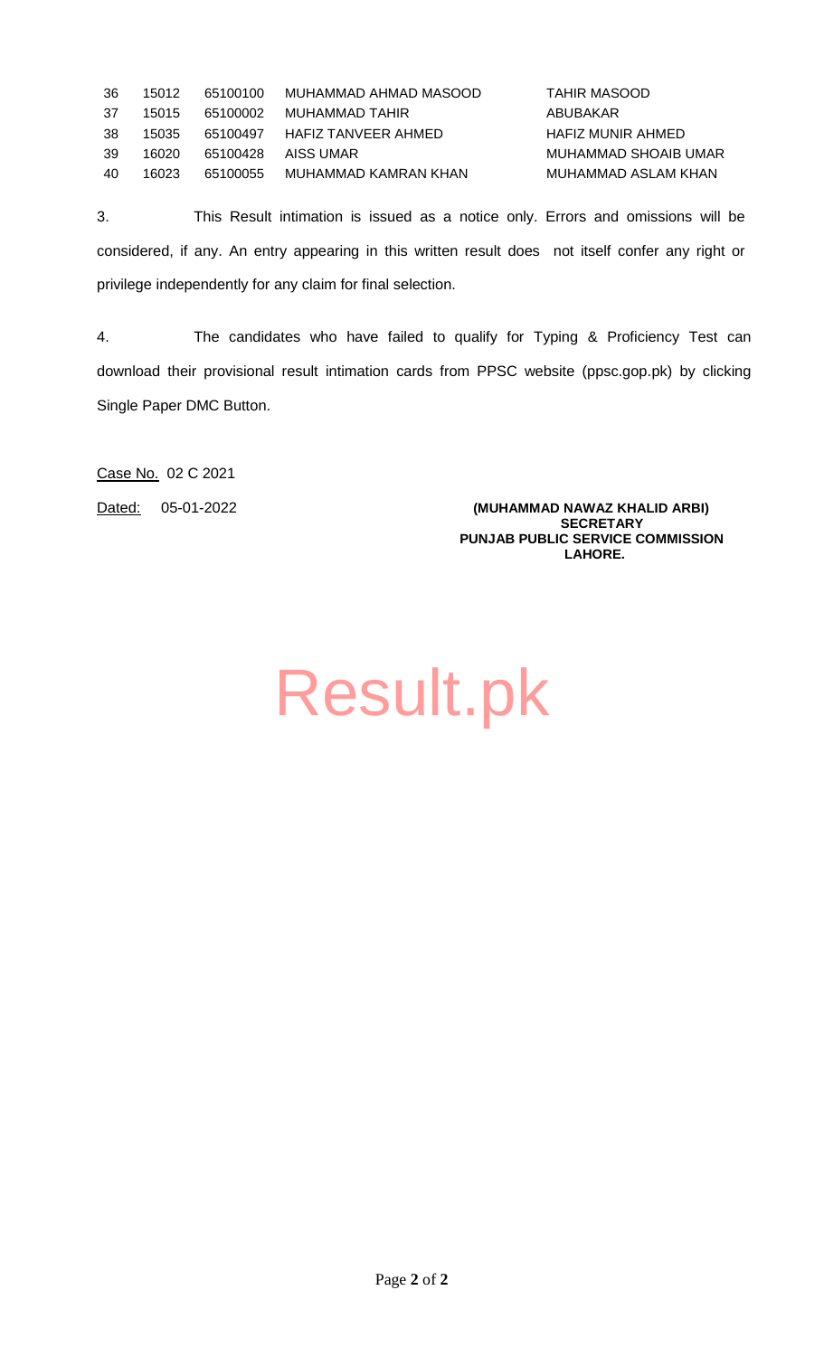| | | | | |
|---|---|---|---|---|
| 36 | 15012 | 65100100 | MUHAMMAD AHMAD MASOOD | TAHIR MASOOD |
| 37 | 15015 | 65100002 | MUHAMMAD TAHIR | ABUBAKAR |
| 38 | 15035 | 65100497 | HAFIZ TANVEER AHMED | HAFIZ MUNIR AHMED |
| 39 | 16020 | 65100428 | AISS UMAR | MUHAMMAD SHOAIB UMAR |
| 40 | 16023 | 65100055 | MUHAMMAD KAMRAN KHAN | MUHAMMAD ASLAM KHAN |

3. This Result intimation is issued as a notice only. Errors and omissions will be considered, if any. An entry appearing in this written result does not itself confer any right or privilege independently for any claim for final selection.

4. The candidates who have failed to qualify for Typing & Proficiency Test can download their provisional result intimation cards from PPSC website (ppsc.gop.pk) by clicking Single Paper DMC Button.

Case No. 02 C 2021

Dated: 05-01-2022

**(MUHAMMAD NAWAZ KHALID ARBI)**
**SECRETARY**
**PUNJAB PUBLIC SERVICE COMMISSION**
**LAHORE.**

Result.pk